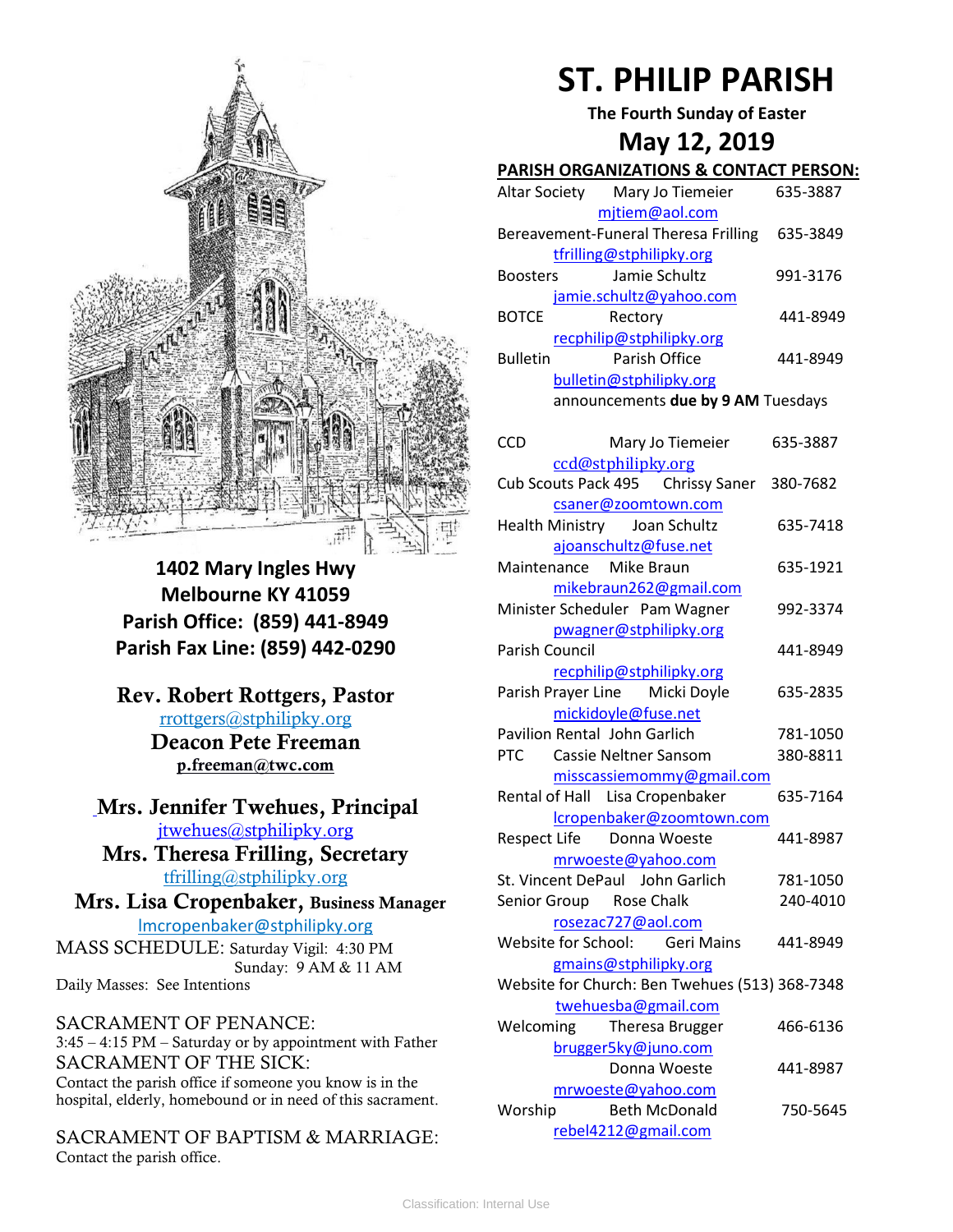# ST. PHILIP PARISH

**The Fourth Sunday of Easter**

## May 12, 2019

**1402 Mary Ingles Hwy**
**Melbourne KY 41059**
**Parish Office: (859) 441-8949**
**Parish Fax Line: (859) 442-0290**

**Rev. Robert Rottgers, Pastor**
rrottgers@stphilipky.org

**Deacon Pete Freeman**
**p.freeman@twc.com**

**Mrs. Jennifer Twehues, Principal**
jtwehues@stphilipky.org

**Mrs. Theresa Frilling, Secretary**
tfrilling@stphilipky.org

**Mrs. Lisa Cropenbaker, Business Manager**
lmcropenbaker@stphilipky.org

MASS SCHEDULE: Saturday Vigil: 4:30 PM
Sunday: 9 AM & 11 AM
Daily Masses: See Intentions

SACRAMENT OF PENANCE:
3:45 – 4:15 PM – Saturday or by appointment with Father

SACRAMENT OF THE SICK:
Contact the parish office if someone you know is in the hospital, elderly, homebound or in need of this sacrament.

SACRAMENT OF BAPTISM & MARRIAGE:
Contact the parish office.

**PARISH ORGANIZATIONS & CONTACT PERSON:**

| Organization | Contact | Phone |
|---|---|---|
| Altar Society | Mary Jo Tiemeier<br>mjtiem@aol.com | 635-3887 |
| Bereavement-Funeral | Theresa Frilling<br>tfrilling@stphilipky.org | 635-3849 |
| Boosters | Jamie Schultz<br>jamie.schultz@yahoo.com | 991-3176 |
| BOTCE | Rectory<br>recphilip@stphilipky.org | 441-8949 |
| Bulletin | Parish Office<br>bulletin@stphilipky.org<br>announcements **due by 9 AM** Tuesdays | 441-8949 |
| CCD | Mary Jo Tiemeier<br>ccd@stphilipky.org | 635-3887 |
| Cub Scouts Pack 495 | Chrissy Saner<br>csaner@zoomtown.com | 380-7682 |
| Health Ministry | Joan Schultz<br>ajoanschultz@fuse.net | 635-7418 |
| Maintenance | Mike Braun<br>mikebraun262@gmail.com | 635-1921 |
| Minister Scheduler | Pam Wagner<br>pwagner@stphilipky.org | 992-3374 |
| Parish Council | recphilip@stphilipky.org | 441-8949 |
| Parish Prayer Line | Micki Doyle<br>mickidoyle@fuse.net | 635-2835 |
| Pavilion Rental | John Garlich | 781-1050 |
| PTC | Cassie Neltner Sansom<br>misscassiemommy@gmail.com | 380-8811 |
| Rental of Hall | Lisa Cropenbaker<br>lcropenbaker@zoomtown.com | 635-7164 |
| Respect Life | Donna Woeste<br>mrwoeste@yahoo.com | 441-8987 |
| St. Vincent DePaul | John Garlich | 781-1050 |
| Senior Group | Rose Chalk<br>rosezac727@aol.com | 240-4010 |
| Website for School: | Geri Mains<br>gmains@stphilipky.org | 441-8949 |
| Website for Church: | Ben Twehues<br>twehuesba@gmail.com | (513) 368-7348 |
| Welcoming | Theresa Brugger<br>brugger5ky@juno.com | 466-6136 |
| | Donna Woeste<br>mrwoeste@yahoo.com | 441-8987 |
| Worship | Beth McDonald<br>rebel4212@gmail.com | 750-5645 |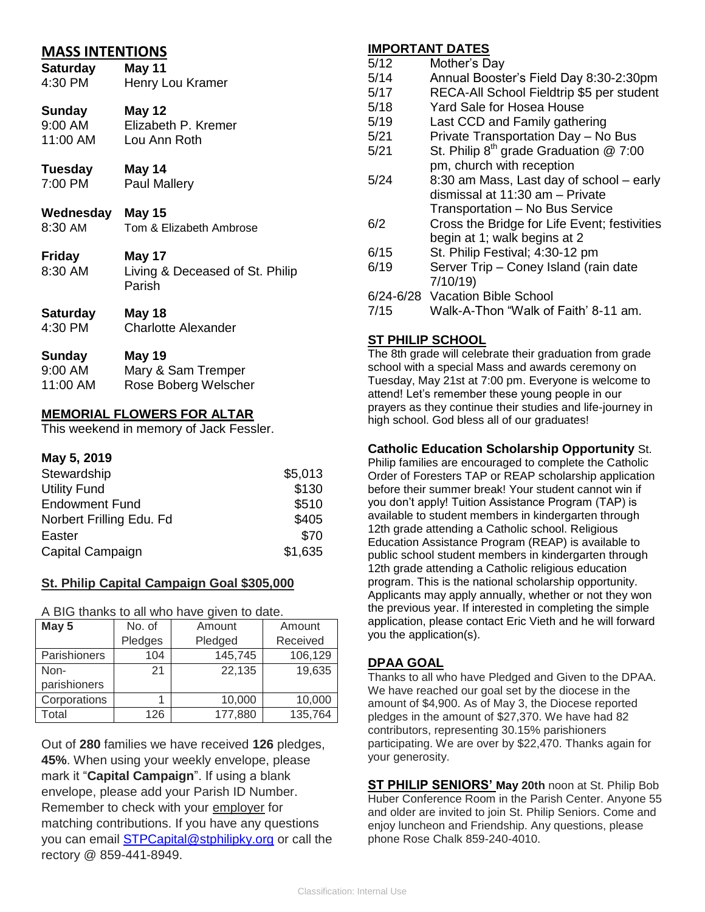## MASS INTENTIONS

**Saturday** **May 11**
4:30 PM Henry Lou Kramer

**Sunday** **May 12**
9:00 AM Elizabeth P. Kremer
11:00 AM Lou Ann Roth

**Tuesday** **May 14**
7:00 PM Paul Mallery

**Wednesday** **May 15**
8:30 AM Tom & Elizabeth Ambrose

**Friday** **May 17**
8:30 AM Living & Deceased of St. Philip Parish

**Saturday** **May 18**
4:30 PM Charlotte Alexander

**Sunday** **May 19**
9:00 AM Mary & Sam Tremper
11:00 AM Rose Boberg Welscher

## MEMORIAL FLOWERS FOR ALTAR

This weekend in memory of Jack Fessler.

### May 5, 2019

| | |
|---|---|
| Stewardship | $5,013 |
| Utility Fund | $130 |
| Endowment Fund | $510 |
| Norbert Frilling Edu. Fd | $405 |
| Easter | $70 |
| Capital Campaign | $1,635 |

## St. Philip Capital Campaign Goal $305,000

A BIG thanks to all who have given to date.

| May 5 | No. of Pledges | Amount Pledged | Amount Received |
|---|---|---|---|
| Parishioners | 104 | 145,745 | 106,129 |
| Non-parishioners | 21 | 22,135 | 19,635 |
| Corporations | 1 | 10,000 | 10,000 |
| Total | 126 | 177,880 | 135,764 |

Out of **280** families we have received **126** pledges, **45%**. When using your weekly envelope, please mark it "**Capital Campaign**". If using a blank envelope, please add your Parish ID Number. Remember to check with your employer for matching contributions. If you have any questions you can email STPCapital@stphilipky.org or call the rectory @ 859-441-8949.

## IMPORTANT DATES

| | |
|---|---|
| 5/12 | Mother's Day |
| 5/14 | Annual Booster's Field Day 8:30-2:30pm |
| 5/17 | RECA-All School Fieldtrip $5 per student |
| 5/18 | Yard Sale for Hosea House |
| 5/19 | Last CCD and Family gathering |
| 5/21 | Private Transportation Day – No Bus |
| 5/21 | St. Philip 8th grade Graduation @ 7:00 pm, church with reception |
| 5/24 | 8:30 am Mass, Last day of school – early dismissal at 11:30 am – Private Transportation – No Bus Service |
| 6/2 | Cross the Bridge for Life Event; festivities begin at 1; walk begins at 2 |
| 6/15 | St. Philip Festival; 4:30-12 pm |
| 6/19 | Server Trip – Coney Island (rain date 7/10/19) |
| 6/24-6/28 | Vacation Bible School |
| 7/15 | Walk-A-Thon "Walk of Faith' 8-11 am. |

## ST PHILIP SCHOOL

The 8th grade will celebrate their graduation from grade school with a special Mass and awards ceremony on Tuesday, May 21st at 7:00 pm. Everyone is welcome to attend! Let's remember these young people in our prayers as they continue their studies and life-journey in high school. God bless all of our graduates!

**Catholic Education Scholarship Opportunity** St. Philip families are encouraged to complete the Catholic Order of Foresters TAP or REAP scholarship application before their summer break! Your student cannot win if you don't apply! Tuition Assistance Program (TAP) is available to student members in kindergarten through 12th grade attending a Catholic school. Religious Education Assistance Program (REAP) is available to public school student members in kindergarten through 12th grade attending a Catholic religious education program. This is the national scholarship opportunity. Applicants may apply annually, whether or not they won the previous year. If interested in completing the simple application, please contact Eric Vieth and he will forward you the application(s).

## DPAA GOAL

Thanks to all who have Pledged and Given to the DPAA. We have reached our goal set by the diocese in the amount of $4,900. As of May 3, the Diocese reported pledges in the amount of $27,370. We have had 82 contributors, representing 30.15% parishioners participating. We are over by $22,470. Thanks again for your generosity.

**ST PHILIP SENIORS' May 20th** noon at St. Philip Bob Huber Conference Room in the Parish Center. Anyone 55 and older are invited to join St. Philip Seniors. Come and enjoy luncheon and Friendship. Any questions, please phone Rose Chalk 859-240-4010.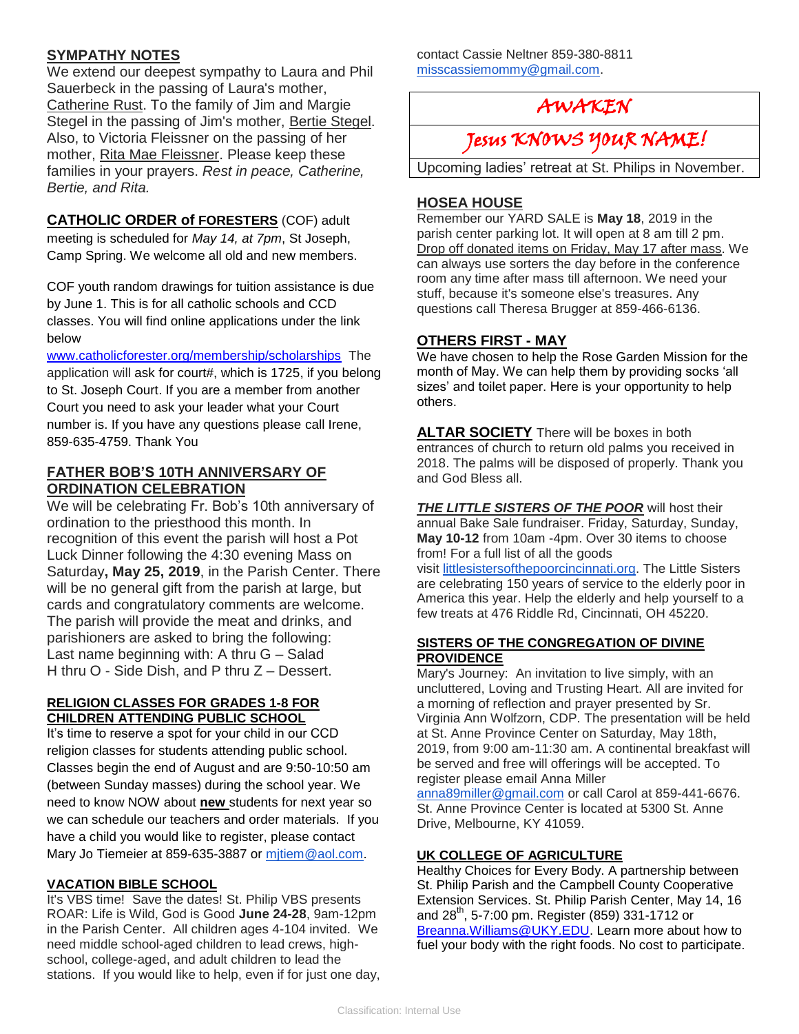## SYMPATHY NOTES

We extend our deepest sympathy to Laura and Phil Sauerbeck in the passing of Laura's mother, Catherine Rust. To the family of Jim and Margie Stegel in the passing of Jim's mother, Bertie Stegel. Also, to Victoria Fleissner on the passing of her mother, Rita Mae Fleissner. Please keep these families in your prayers. *Rest in peace, Catherine, Bertie, and Rita.*

## CATHOLIC ORDER of FORESTERS

(COF) adult meeting is scheduled for *May 14, at 7pm*, St Joseph, Camp Spring. We welcome all old and new members.

COF youth random drawings for tuition assistance is due by June 1. This is for all catholic schools and CCD classes. You will find online applications under the link below www.catholicforester.org/membership/scholarships The application will ask for court#, which is 1725, if you belong to St. Joseph Court. If you are a member from another Court you need to ask your leader what your Court number is. If you have any questions please call Irene, 859-635-4759. Thank You

## FATHER BOB'S 10TH ANNIVERSARY OF ORDINATION CELEBRATION

We will be celebrating Fr. Bob's 10th anniversary of ordination to the priesthood this month. In recognition of this event the parish will host a Pot Luck Dinner following the 4:30 evening Mass on Saturday**, May 25, 2019**, in the Parish Center. There will be no general gift from the parish at large, but cards and congratulatory comments are welcome. The parish will provide the meat and drinks, and parishioners are asked to bring the following:
Last name beginning with: A thru G – Salad
H thru O - Side Dish, and P thru Z – Dessert.

## RELIGION CLASSES FOR GRADES 1-8 FOR CHILDREN ATTENDING PUBLIC SCHOOL

It's time to reserve a spot for your child in our CCD religion classes for students attending public school. Classes begin the end of August and are 9:50-10:50 am (between Sunday masses) during the school year. We need to know NOW about **new** students for next year so we can schedule our teachers and order materials. If you have a child you would like to register, please contact Mary Jo Tiemeier at 859-635-3887 or mjtiem@aol.com.

## VACATION BIBLE SCHOOL

It's VBS time! Save the dates! St. Philip VBS presents ROAR: Life is Wild, God is Good **June 24-28**, 9am-12pm in the Parish Center. All children ages 4-104 invited. We need middle school-aged children to lead crews, high-school, college-aged, and adult children to lead the stations. If you would like to help, even if for just one day, contact Cassie Neltner 859-380-8811 misscassiemommy@gmail.com.

| AWAKEN |
| --- |
| Jesus KNOWS your NAME! |
| Upcoming ladies' retreat at St. Philips in November. |

## HOSEA HOUSE

Remember our YARD SALE is **May 18**, 2019 in the parish center parking lot. It will open at 8 am till 2 pm. Drop off donated items on Friday, May 17 after mass. We can always use sorters the day before in the conference room any time after mass till afternoon. We need your stuff, because it's someone else's treasures. Any questions call Theresa Brugger at 859-466-6136.

## OTHERS FIRST - MAY

We have chosen to help the Rose Garden Mission for the month of May. We can help them by providing socks 'all sizes' and toilet paper. Here is your opportunity to help others.

**ALTAR SOCIETY** There will be boxes in both entrances of church to return old palms you received in 2018. The palms will be disposed of properly. Thank you and God Bless all.

***THE LITTLE SISTERS OF THE POOR*** will host their annual Bake Sale fundraiser. Friday, Saturday, Sunday, **May 10-12** from 10am -4pm. Over 30 items to choose from! For a full list of all the goods visit littlesistersofthepoorcincinnati.org. The Little Sisters are celebrating 150 years of service to the elderly poor in America this year. Help the elderly and help yourself to a few treats at 476 Riddle Rd, Cincinnati, OH 45220.

## SISTERS OF THE CONGREGATION OF DIVINE PROVIDENCE

Mary's Journey: An invitation to live simply, with an uncluttered, Loving and Trusting Heart. All are invited for a morning of reflection and prayer presented by Sr. Virginia Ann Wolfzorn, CDP. The presentation will be held at St. Anne Province Center on Saturday, May 18th, 2019, from 9:00 am-11:30 am. A continental breakfast will be served and free will offerings will be accepted. To register please email Anna Miller anna89miller@gmail.com or call Carol at 859-441-6676. St. Anne Province Center is located at 5300 St. Anne Drive, Melbourne, KY 41059.

## UK COLLEGE OF AGRICULTURE

Healthy Choices for Every Body. A partnership between St. Philip Parish and the Campbell County Cooperative Extension Services. St. Philip Parish Center, May 14, 16 and 28th, 5-7:00 pm. Register (859) 331-1712 or Breanna.Williams@UKY.EDU. Learn more about how to fuel your body with the right foods. No cost to participate.